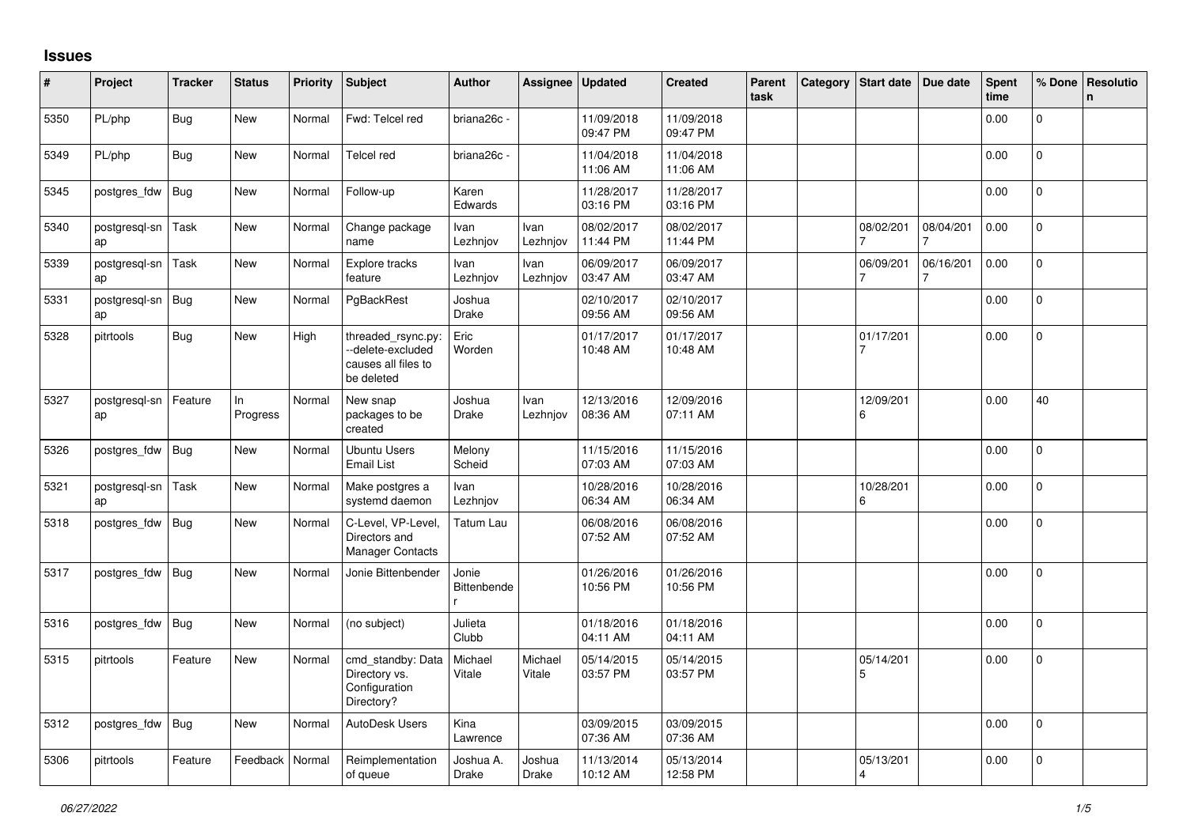## Issues

| # | Project | Tracker | Status | Priority | Subject | Author | Assignee | Updated | Created | Parent task | Category | Start date | Due date | Spent time | % Done | Resolution |
|---|---|---|---|---|---|---|---|---|---|---|---|---|---|---|---|---|
| 5350 | PL/php | Bug | New | Normal | Fwd: Telcel red | briana26c - | | 11/09/2018 09:47 PM | 11/09/2018 09:47 PM | | | | | 0.00 | 0 | |
| 5349 | PL/php | Bug | New | Normal | Telcel red | briana26c - | | 11/04/2018 11:06 AM | 11/04/2018 11:06 AM | | | | | 0.00 | 0 | |
| 5345 | postgres_fdw | Bug | New | Normal | Follow-up | Karen Edwards | | 11/28/2017 03:16 PM | 11/28/2017 03:16 PM | | | | | 0.00 | 0 | |
| 5340 | postgresql-snap | Task | New | Normal | Change package name | Ivan Lezhnjov | Ivan Lezhnjov | 08/02/2017 11:44 PM | 08/02/2017 11:44 PM | | | 08/02/2017 | 08/04/2017 | 0.00 | 0 | |
| 5339 | postgresql-snap | Task | New | Normal | Explore tracks feature | Ivan Lezhnjov | Ivan Lezhnjov | 06/09/2017 03:47 AM | 06/09/2017 03:47 AM | | | 06/09/2017 | 06/16/2017 | 0.00 | 0 | |
| 5331 | postgresql-snap | Bug | New | Normal | PgBackRest | Joshua Drake | | 02/10/2017 09:56 AM | 02/10/2017 09:56 AM | | | | | 0.00 | 0 | |
| 5328 | pitrtools | Bug | New | High | threaded_rsync.py: --delete-excluded causes all files to be deleted | Eric Worden | | 01/17/2017 10:48 AM | 01/17/2017 10:48 AM | | | 01/17/2017 | | 0.00 | 0 | |
| 5327 | postgresql-snap | Feature | In Progress | Normal | New snap packages to be created | Joshua Drake | Ivan Lezhnjov | 12/13/2016 08:36 AM | 12/09/2016 07:11 AM | | | 12/09/2016 | | 0.00 | 40 | |
| 5326 | postgres_fdw | Bug | New | Normal | Ubuntu Users Email List | Melony Scheid | | 11/15/2016 07:03 AM | 11/15/2016 07:03 AM | | | | | 0.00 | 0 | |
| 5321 | postgresql-snap | Task | New | Normal | Make postgres a systemd daemon | Ivan Lezhnjov | | 10/28/2016 06:34 AM | 10/28/2016 06:34 AM | | | 10/28/2016 | | 0.00 | 0 | |
| 5318 | postgres_fdw | Bug | New | Normal | C-Level, VP-Level, Directors and Manager Contacts | Tatum Lau | | 06/08/2016 07:52 AM | 06/08/2016 07:52 AM | | | | | 0.00 | 0 | |
| 5317 | postgres_fdw | Bug | New | Normal | Jonie Bittenbender | Jonie Bittenbender | | 01/26/2016 10:56 PM | 01/26/2016 10:56 PM | | | | | 0.00 | 0 | |
| 5316 | postgres_fdw | Bug | New | Normal | (no subject) | Julieta Clubb | | 01/18/2016 04:11 AM | 01/18/2016 04:11 AM | | | | | 0.00 | 0 | |
| 5315 | pitrtools | Feature | New | Normal | cmd_standby: Data Directory vs. Configuration Directory? | Michael Vitale | Michael Vitale | 05/14/2015 03:57 PM | 05/14/2015 03:57 PM | | | 05/14/2015 | | 0.00 | 0 | |
| 5312 | postgres_fdw | Bug | New | Normal | AutoDesk Users | Kina Lawrence | | 03/09/2015 07:36 AM | 03/09/2015 07:36 AM | | | | | 0.00 | 0 | |
| 5306 | pitrtools | Feature | Feedback | Normal | Reimplementation of queue | Joshua A. Drake | Joshua Drake | 11/13/2014 10:12 AM | 05/13/2014 12:58 PM | | | 05/13/2014 | | 0.00 | 0 | |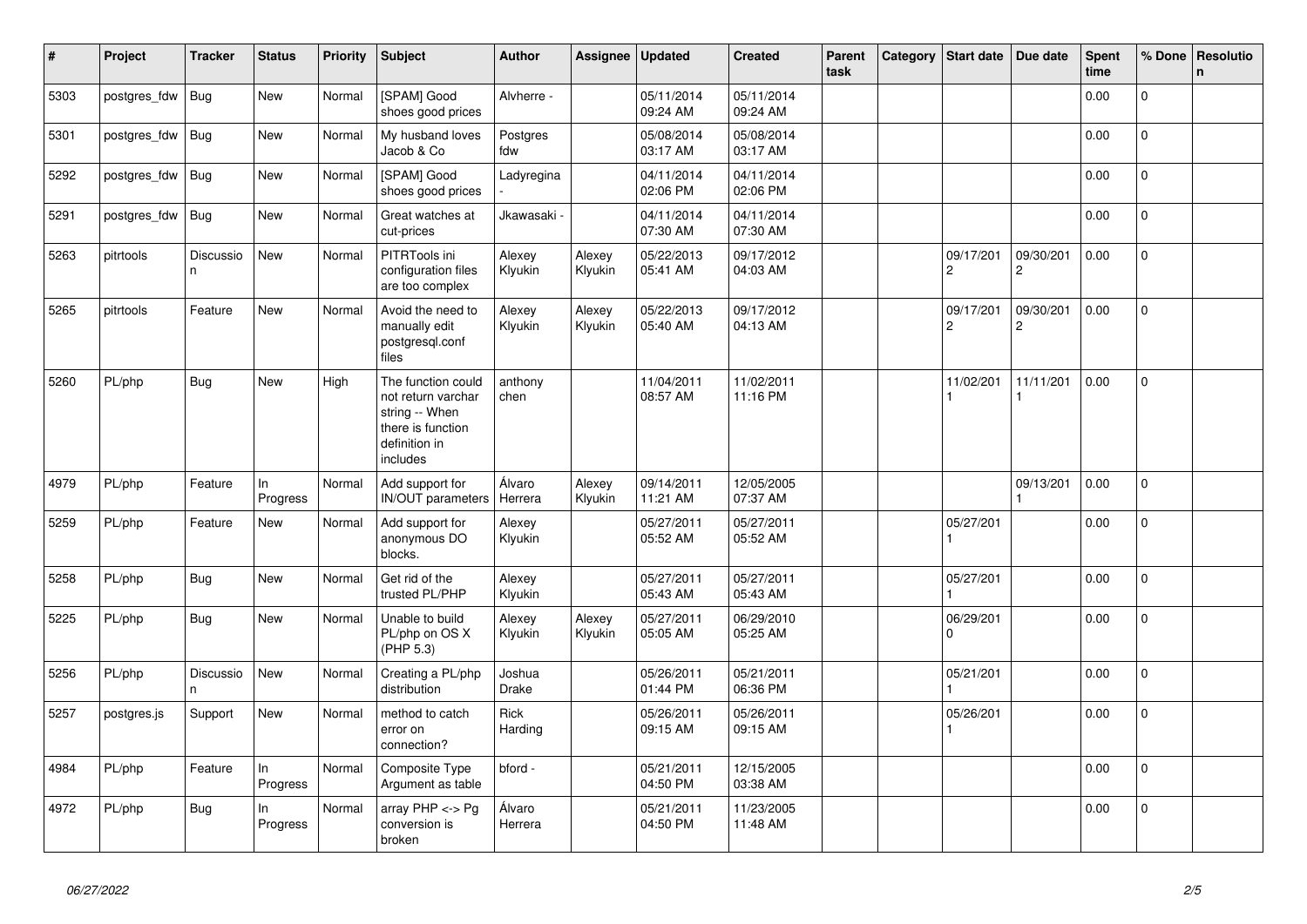| # | Project | Tracker | Status | Priority | Subject | Author | Assignee | Updated | Created | Parent task | Category | Start date | Due date | Spent time | % Done | Resolution |
|---|---|---|---|---|---|---|---|---|---|---|---|---|---|---|---|---|
| 5303 | postgres_fdw | Bug | New | Normal | [SPAM] Good shoes good prices | Alvherre - | | 05/11/2014 09:24 AM | 05/11/2014 09:24 AM | | | | | 0.00 | 0 | |
| 5301 | postgres_fdw | Bug | New | Normal | My husband loves Jacob & Co | Postgres fdw | | 05/08/2014 03:17 AM | 05/08/2014 03:17 AM | | | | | 0.00 | 0 | |
| 5292 | postgres_fdw | Bug | New | Normal | [SPAM] Good shoes good prices | Ladyregina - | | 04/11/2014 02:06 PM | 04/11/2014 02:06 PM | | | | | 0.00 | 0 | |
| 5291 | postgres_fdw | Bug | New | Normal | Great watches at cut-prices | Jkawasaki - | | 04/11/2014 07:30 AM | 04/11/2014 07:30 AM | | | | | 0.00 | 0 | |
| 5263 | pitrtools | Discussion | New | Normal | PITRTools ini configuration files are too complex | Alexey Klyukin | Alexey Klyukin | 05/22/2013 05:41 AM | 09/17/2012 04:03 AM | | | 09/17/2012 | 09/30/2012 | 0.00 | 0 | |
| 5265 | pitrtools | Feature | New | Normal | Avoid the need to manually edit postgresql.conf files | Alexey Klyukin | Alexey Klyukin | 05/22/2013 05:40 AM | 09/17/2012 04:13 AM | | | 09/17/2012 | 09/30/2012 | 0.00 | 0 | |
| 5260 | PL/php | Bug | New | High | The function could not return varchar string -- When there is function definition in includes | anthony chen | | 11/04/2011 08:57 AM | 11/02/2011 11:16 PM | | | 11/02/2011 | 11/11/2011 | 0.00 | 0 | |
| 4979 | PL/php | Feature | In Progress | Normal | Add support for IN/OUT parameters | Álvaro Herrera | Alexey Klyukin | 09/14/2011 11:21 AM | 12/05/2005 07:37 AM | | | | 09/13/2011 | 0.00 | 0 | |
| 5259 | PL/php | Feature | New | Normal | Add support for anonymous DO blocks. | Alexey Klyukin | | 05/27/2011 05:52 AM | 05/27/2011 05:52 AM | | | 05/27/2011 | | 0.00 | 0 | |
| 5258 | PL/php | Bug | New | Normal | Get rid of the trusted PL/PHP | Alexey Klyukin | | 05/27/2011 05:43 AM | 05/27/2011 05:43 AM | | | 05/27/2011 | | 0.00 | 0 | |
| 5225 | PL/php | Bug | New | Normal | Unable to build PL/php on OS X (PHP 5.3) | Alexey Klyukin | Alexey Klyukin | 05/27/2011 05:05 AM | 06/29/2010 05:25 AM | | | 06/29/2010 | | 0.00 | 0 | |
| 5256 | PL/php | Discussion | New | Normal | Creating a PL/php distribution | Joshua Drake | | 05/26/2011 01:44 PM | 05/21/2011 06:36 PM | | | 05/21/2011 | | 0.00 | 0 | |
| 5257 | postgres.js | Support | New | Normal | method to catch error on connection? | Rick Harding | | 05/26/2011 09:15 AM | 05/26/2011 09:15 AM | | | 05/26/2011 | | 0.00 | 0 | |
| 4984 | PL/php | Feature | In Progress | Normal | Composite Type Argument as table | bford - | | 05/21/2011 04:50 PM | 12/15/2005 03:38 AM | | | | | 0.00 | 0 | |
| 4972 | PL/php | Bug | In Progress | Normal | array PHP <-> Pg conversion is broken | Álvaro Herrera | | 05/21/2011 04:50 PM | 11/23/2005 11:48 AM | | | | | 0.00 | 0 | |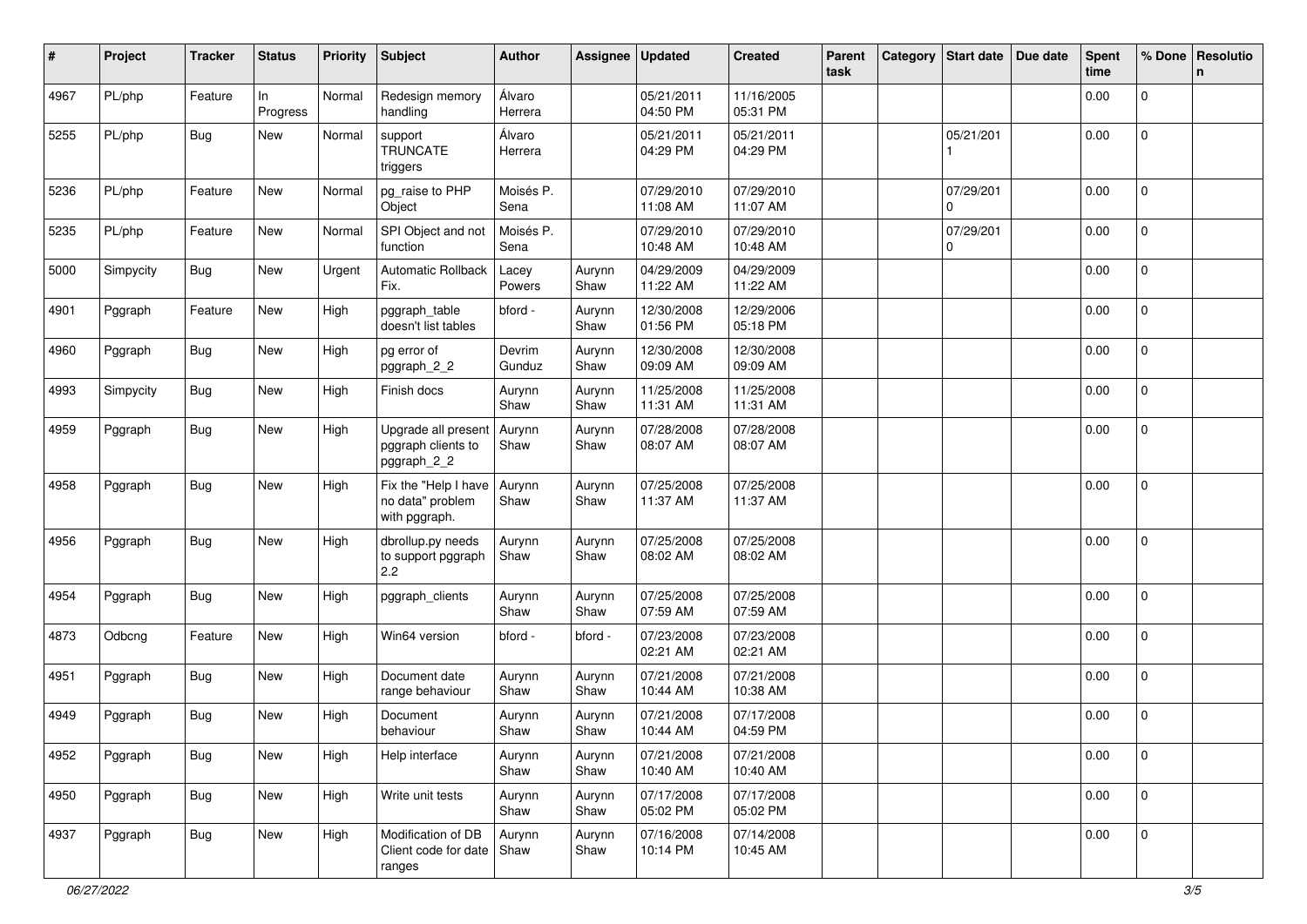| # | Project | Tracker | Status | Priority | Subject | Author | Assignee | Updated | Created | Parent task | Category | Start date | Due date | Spent time | % Done | Resolution |
|---|---|---|---|---|---|---|---|---|---|---|---|---|---|---|---|---|
| 4967 | PL/php | Feature | In Progress | Normal | Redesign memory handling | Álvaro Herrera | | 05/21/2011 04:50 PM | 11/16/2005 05:31 PM | | | | | 0.00 | 0 | |
| 5255 | PL/php | Bug | New | Normal | support TRUNCATE triggers | Álvaro Herrera | | 05/21/2011 04:29 PM | 05/21/2011 04:29 PM | | | 05/21/2011 | | 0.00 | 0 | |
| 5236 | PL/php | Feature | New | Normal | pg_raise to PHP Object | Moisés P. Sena | | 07/29/2010 11:08 AM | 07/29/2010 11:07 AM | | | 07/29/2010 | | 0.00 | 0 | |
| 5235 | PL/php | Feature | New | Normal | SPI Object and not function | Moisés P. Sena | | 07/29/2010 10:48 AM | 07/29/2010 10:48 AM | | | 07/29/2010 | | 0.00 | 0 | |
| 5000 | Simpycity | Bug | New | Urgent | Automatic Rollback Fix. | Lacey Powers | Aurynn Shaw | 04/29/2009 11:22 AM | 04/29/2009 11:22 AM | | | | | 0.00 | 0 | |
| 4901 | Pggraph | Feature | New | High | pggraph_table doesn't list tables | bford - | Aurynn Shaw | 12/30/2008 01:56 PM | 12/29/2006 05:18 PM | | | | | 0.00 | 0 | |
| 4960 | Pggraph | Bug | New | High | pg error of pggraph_2_2 | Devrim Gunduz | Aurynn Shaw | 12/30/2008 09:09 AM | 12/30/2008 09:09 AM | | | | | 0.00 | 0 | |
| 4993 | Simpycity | Bug | New | High | Finish docs | Aurynn Shaw | Aurynn Shaw | 11/25/2008 11:31 AM | 11/25/2008 11:31 AM | | | | | 0.00 | 0 | |
| 4959 | Pggraph | Bug | New | High | Upgrade all present pggraph clients to pggraph_2_2 | Aurynn Shaw | Aurynn Shaw | 07/28/2008 08:07 AM | 07/28/2008 08:07 AM | | | | | 0.00 | 0 | |
| 4958 | Pggraph | Bug | New | High | Fix the "Help I have no data" problem with pggraph. | Aurynn Shaw | Aurynn Shaw | 07/25/2008 11:37 AM | 07/25/2008 11:37 AM | | | | | 0.00 | 0 | |
| 4956 | Pggraph | Bug | New | High | dbrollup.py needs to support pggraph 2.2 | Aurynn Shaw | Aurynn Shaw | 07/25/2008 08:02 AM | 07/25/2008 08:02 AM | | | | | 0.00 | 0 | |
| 4954 | Pggraph | Bug | New | High | pggraph_clients | Aurynn Shaw | Aurynn Shaw | 07/25/2008 07:59 AM | 07/25/2008 07:59 AM | | | | | 0.00 | 0 | |
| 4873 | Odbcng | Feature | New | High | Win64 version | bford - | bford - | 07/23/2008 02:21 AM | 07/23/2008 02:21 AM | | | | | 0.00 | 0 | |
| 4951 | Pggraph | Bug | New | High | Document date range behaviour | Aurynn Shaw | Aurynn Shaw | 07/21/2008 10:44 AM | 07/21/2008 10:38 AM | | | | | 0.00 | 0 | |
| 4949 | Pggraph | Bug | New | High | Document behaviour | Aurynn Shaw | Aurynn Shaw | 07/21/2008 10:44 AM | 07/17/2008 04:59 PM | | | | | 0.00 | 0 | |
| 4952 | Pggraph | Bug | New | High | Help interface | Aurynn Shaw | Aurynn Shaw | 07/21/2008 10:40 AM | 07/21/2008 10:40 AM | | | | | 0.00 | 0 | |
| 4950 | Pggraph | Bug | New | High | Write unit tests | Aurynn Shaw | Aurynn Shaw | 07/17/2008 05:02 PM | 07/17/2008 05:02 PM | | | | | 0.00 | 0 | |
| 4937 | Pggraph | Bug | New | High | Modification of DB Client code for date ranges | Aurynn Shaw | Aurynn Shaw | 07/16/2008 10:14 PM | 07/14/2008 10:45 AM | | | | | 0.00 | 0 | |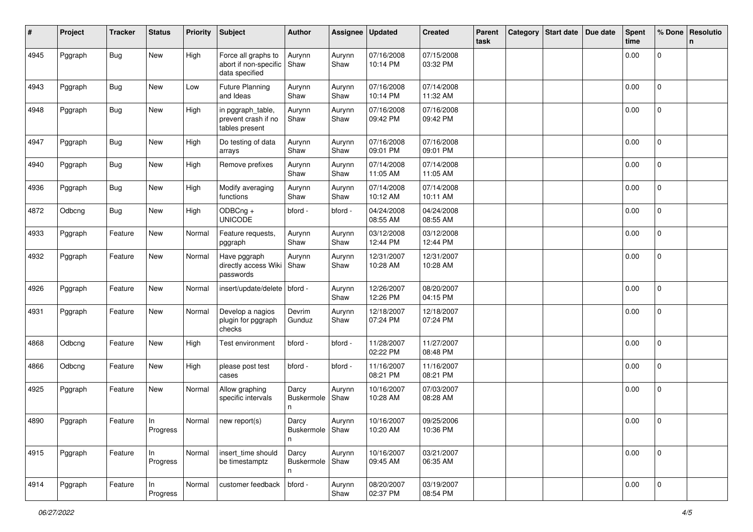| # | Project | Tracker | Status | Priority | Subject | Author | Assignee | Updated | Created | Parent task | Category | Start date | Due date | Spent time | % Done | Resolution |
|---|---|---|---|---|---|---|---|---|---|---|---|---|---|---|---|---|
| 4945 | Pggraph | Bug | New | High | Force all graphs to abort if non-specific data specified | Aurynn Shaw | Aurynn Shaw | 07/16/2008 10:14 PM | 07/15/2008 03:32 PM | | | | | 0.00 | 0 | |
| 4943 | Pggraph | Bug | New | Low | Future Planning and Ideas | Aurynn Shaw | Aurynn Shaw | 07/16/2008 10:14 PM | 07/14/2008 11:32 AM | | | | | 0.00 | 0 | |
| 4948 | Pggraph | Bug | New | High | in pggraph_table, prevent crash if no tables present | Aurynn Shaw | Aurynn Shaw | 07/16/2008 09:42 PM | 07/16/2008 09:42 PM | | | | | 0.00 | 0 | |
| 4947 | Pggraph | Bug | New | High | Do testing of data arrays | Aurynn Shaw | Aurynn Shaw | 07/16/2008 09:01 PM | 07/16/2008 09:01 PM | | | | | 0.00 | 0 | |
| 4940 | Pggraph | Bug | New | High | Remove prefixes | Aurynn Shaw | Aurynn Shaw | 07/14/2008 11:05 AM | 07/14/2008 11:05 AM | | | | | 0.00 | 0 | |
| 4936 | Pggraph | Bug | New | High | Modify averaging functions | Aurynn Shaw | Aurynn Shaw | 07/14/2008 10:12 AM | 07/14/2008 10:11 AM | | | | | 0.00 | 0 | |
| 4872 | Odbcng | Bug | New | High | ODBCng + UNICODE | bford - | bford - | 04/24/2008 08:55 AM | 04/24/2008 08:55 AM | | | | | 0.00 | 0 | |
| 4933 | Pggraph | Feature | New | Normal | Feature requests, pggraph | Aurynn Shaw | Aurynn Shaw | 03/12/2008 12:44 PM | 03/12/2008 12:44 PM | | | | | 0.00 | 0 | |
| 4932 | Pggraph | Feature | New | Normal | Have pggraph directly access Wiki passwords | Aurynn Shaw | Aurynn Shaw | 12/31/2007 10:28 AM | 12/31/2007 10:28 AM | | | | | 0.00 | 0 | |
| 4926 | Pggraph | Feature | New | Normal | insert/update/delete | bford - | Aurynn Shaw | 12/26/2007 12:26 PM | 08/20/2007 04:15 PM | | | | | 0.00 | 0 | |
| 4931 | Pggraph | Feature | New | Normal | Develop a nagios plugin for pggraph checks | Devrim Gunduz | Aurynn Shaw | 12/18/2007 07:24 PM | 12/18/2007 07:24 PM | | | | | 0.00 | 0 | |
| 4868 | Odbcng | Feature | New | High | Test environment | bford - | bford - | 11/28/2007 02:22 PM | 11/27/2007 08:48 PM | | | | | 0.00 | 0 | |
| 4866 | Odbcng | Feature | New | High | please post test cases | bford - | bford - | 11/16/2007 08:21 PM | 11/16/2007 08:21 PM | | | | | 0.00 | 0 | |
| 4925 | Pggraph | Feature | New | Normal | Allow graphing specific intervals | Darcy Buskermolen | Aurynn Shaw | 10/16/2007 10:28 AM | 07/03/2007 08:28 AM | | | | | 0.00 | 0 | |
| 4890 | Pggraph | Feature | In Progress | Normal | new report(s) | Darcy Buskermolen | Aurynn Shaw | 10/16/2007 10:20 AM | 09/25/2006 10:36 PM | | | | | 0.00 | 0 | |
| 4915 | Pggraph | Feature | In Progress | Normal | insert_time should be timestamptz | Darcy Buskermolen | Aurynn Shaw | 10/16/2007 09:45 AM | 03/21/2007 06:35 AM | | | | | 0.00 | 0 | |
| 4914 | Pggraph | Feature | In Progress | Normal | customer feedback | bford - | Aurynn Shaw | 08/20/2007 02:37 PM | 03/19/2007 08:54 PM | | | | | 0.00 | 0 | |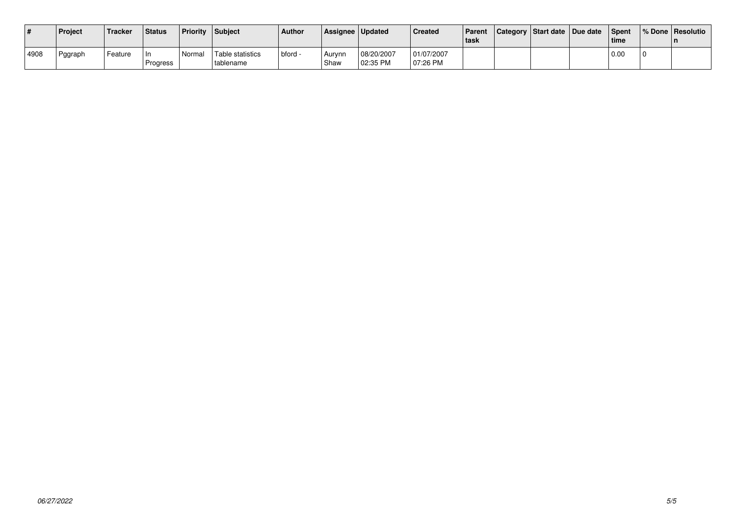| # | Project | Tracker | Status | Priority | Subject | Author | Assignee | Updated | Created | Parent task | Category | Start date | Due date | Spent time | % Done | Resolution |
|---|---|---|---|---|---|---|---|---|---|---|---|---|---|---|---|---|
| 4908 | Pggraph | Feature | In Progress | Normal | Table statistics tablename | bford - | Aurynn Shaw | 08/20/2007 02:35 PM | 01/07/2007 07:26 PM | | | | | 0.00 | 0 | |

*06/27/2022*